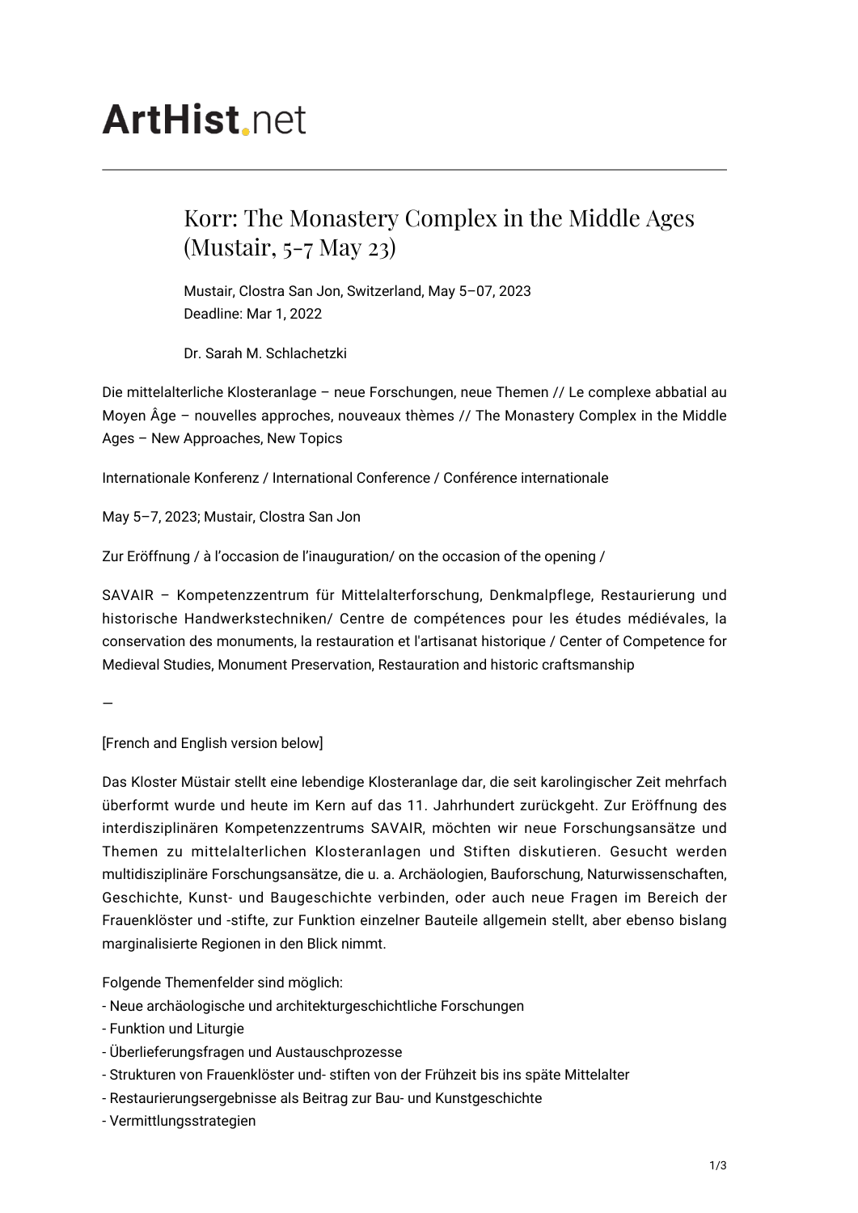# ArtHist.net

## Korr: The Monastery Complex in the Middle Ages (Mustair, 5-7 May 23)

Mustair, Clostra San Jon, Switzerland, May 5–07, 2023
Deadline: Mar 1, 2022

Dr. Sarah M. Schlachetzki

Die mittelalterliche Klosteranlage – neue Forschungen, neue Themen // Le complexe abbatial au Moyen Âge – nouvelles approches, nouveaux thèmes // The Monastery Complex in the Middle Ages – New Approaches, New Topics

Internationale Konferenz / International Conference / Conférence internationale

May 5–7, 2023; Mustair, Clostra San Jon

Zur Eröffnung / à l'occasion de l'inauguration/ on the occasion of the opening /

SAVAIR – Kompetenzzentrum für Mittelalterforschung, Denkmalpflege, Restaurierung und historische Handwerkstechniken/ Centre de compétences pour les études médiévales, la conservation des monuments, la restauration et l'artisanat historique / Center of Competence for Medieval Studies, Monument Preservation, Restauration and historic craftsmanship

—

[French and English version below]

Das Kloster Müstair stellt eine lebendige Klosteranlage dar, die seit karolingischer Zeit mehrfach überformt wurde und heute im Kern auf das 11. Jahrhundert zurückgeht. Zur Eröffnung des interdisziplinären Kompetenzzentrums SAVAIR, möchten wir neue Forschungsansätze und Themen zu mittelalterlichen Klosteranlagen und Stiften diskutieren. Gesucht werden multidisziplinäre Forschungsansätze, die u. a. Archäologien, Bauforschung, Naturwissenschaften, Geschichte, Kunst- und Baugeschichte verbinden, oder auch neue Fragen im Bereich der Frauenklöster und -stifte, zur Funktion einzelner Bauteile allgemein stellt, aber ebenso bislang marginalisierte Regionen in den Blick nimmt.

Folgende Themenfelder sind möglich:
- Neue archäologische und architekturgeschichtliche Forschungen
- Funktion und Liturgie
- Überlieferungsfragen und Austauschprozesse
- Strukturen von Frauenklöster und- stiften von der Frühzeit bis ins späte Mittelalter
- Restaurierungsergebnisse als Beitrag zur Bau- und Kunstgeschichte
- Vermittlungsstrategien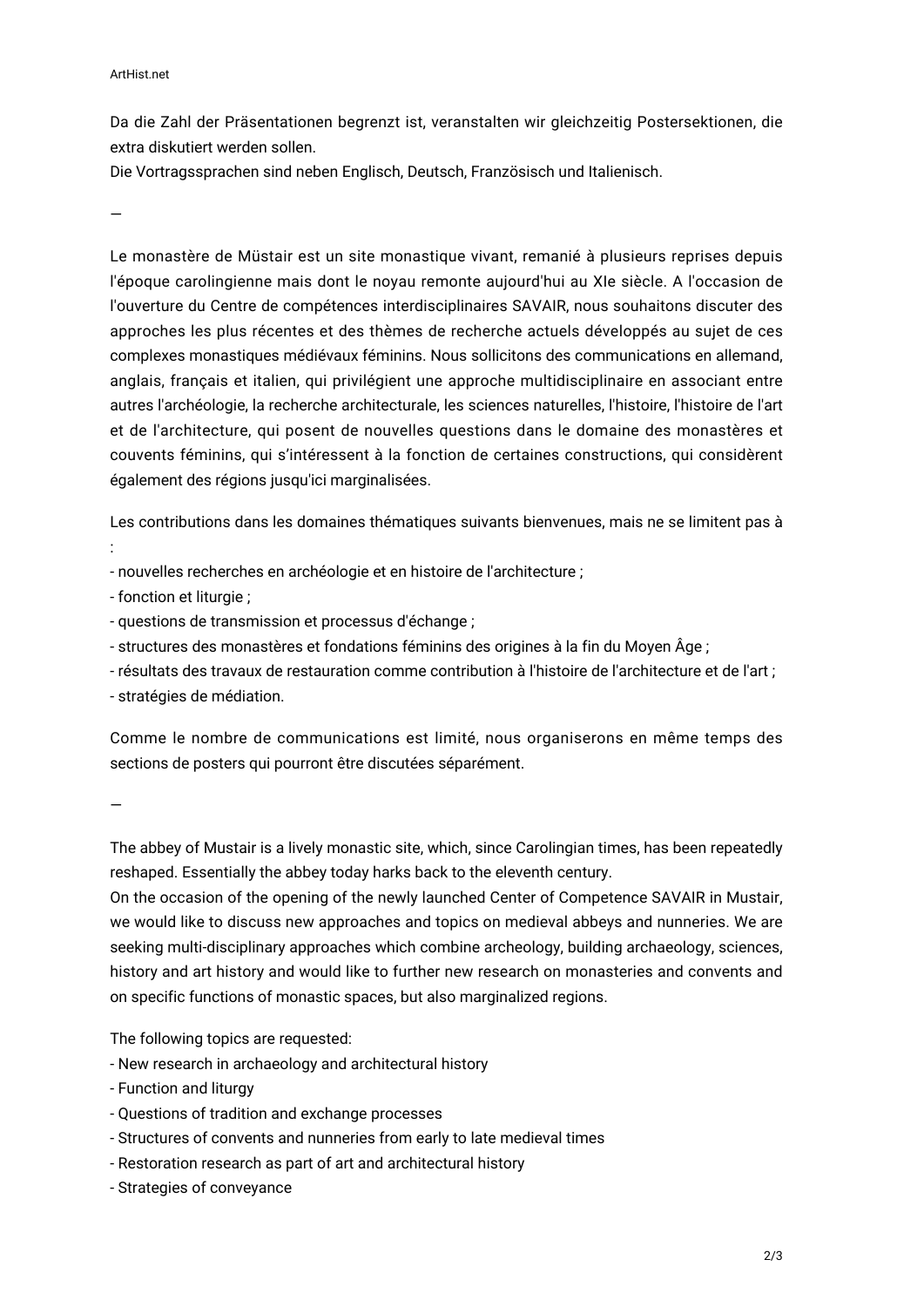Da die Zahl der Präsentationen begrenzt ist, veranstalten wir gleichzeitig Postersektionen, die extra diskutiert werden sollen.
Die Vortragssprachen sind neben Englisch, Deutsch, Französisch und Italienisch.

—

Le monastère de Müstair est un site monastique vivant, remanié à plusieurs reprises depuis l'époque carolingienne mais dont le noyau remonte aujourd'hui au XIe siècle. A l'occasion de l'ouverture du Centre de compétences interdisciplinaires SAVAIR, nous souhaitons discuter des approches les plus récentes et des thèmes de recherche actuels développés au sujet de ces complexes monastiques médiévaux féminins. Nous sollicitons des communications en allemand, anglais, français et italien, qui privilégient une approche multidisciplinaire en associant entre autres l'archéologie, la recherche architecturale, les sciences naturelles, l'histoire, l'histoire de l'art et de l'architecture, qui posent de nouvelles questions dans le domaine des monastères et couvents féminins, qui s'intéressent à la fonction de certaines constructions, qui considèrent également des régions jusqu'ici marginalisées.

Les contributions dans les domaines thématiques suivants bienvenues, mais ne se limitent pas à :

- nouvelles recherches en archéologie et en histoire de l'architecture ;
- fonction et liturgie ;
- questions de transmission et processus d'échange ;
- structures des monastères et fondations féminins des origines à la fin du Moyen Âge ;
- résultats des travaux de restauration comme contribution à l'histoire de l'architecture et de l'art ;
- stratégies de médiation.

Comme le nombre de communications est limité, nous organiserons en même temps des sections de posters qui pourront être discutées séparément.

—

The abbey of Mustair is a lively monastic site, which, since Carolingian times, has been repeatedly reshaped. Essentially the abbey today harks back to the eleventh century.
On the occasion of the opening of the newly launched Center of Competence SAVAIR in Mustair, we would like to discuss new approaches and topics on medieval abbeys and nunneries. We are seeking multi-disciplinary approaches which combine archeology, building archaeology, sciences, history and art history and would like to further new research on monasteries and convents and on specific functions of monastic spaces, but also marginalized regions.

The following topics are requested:

- New research in archaeology and architectural history
- Function and liturgy
- Questions of tradition and exchange processes
- Structures of convents and nunneries from early to late medieval times
- Restoration research as part of art and architectural history
- Strategies of conveyance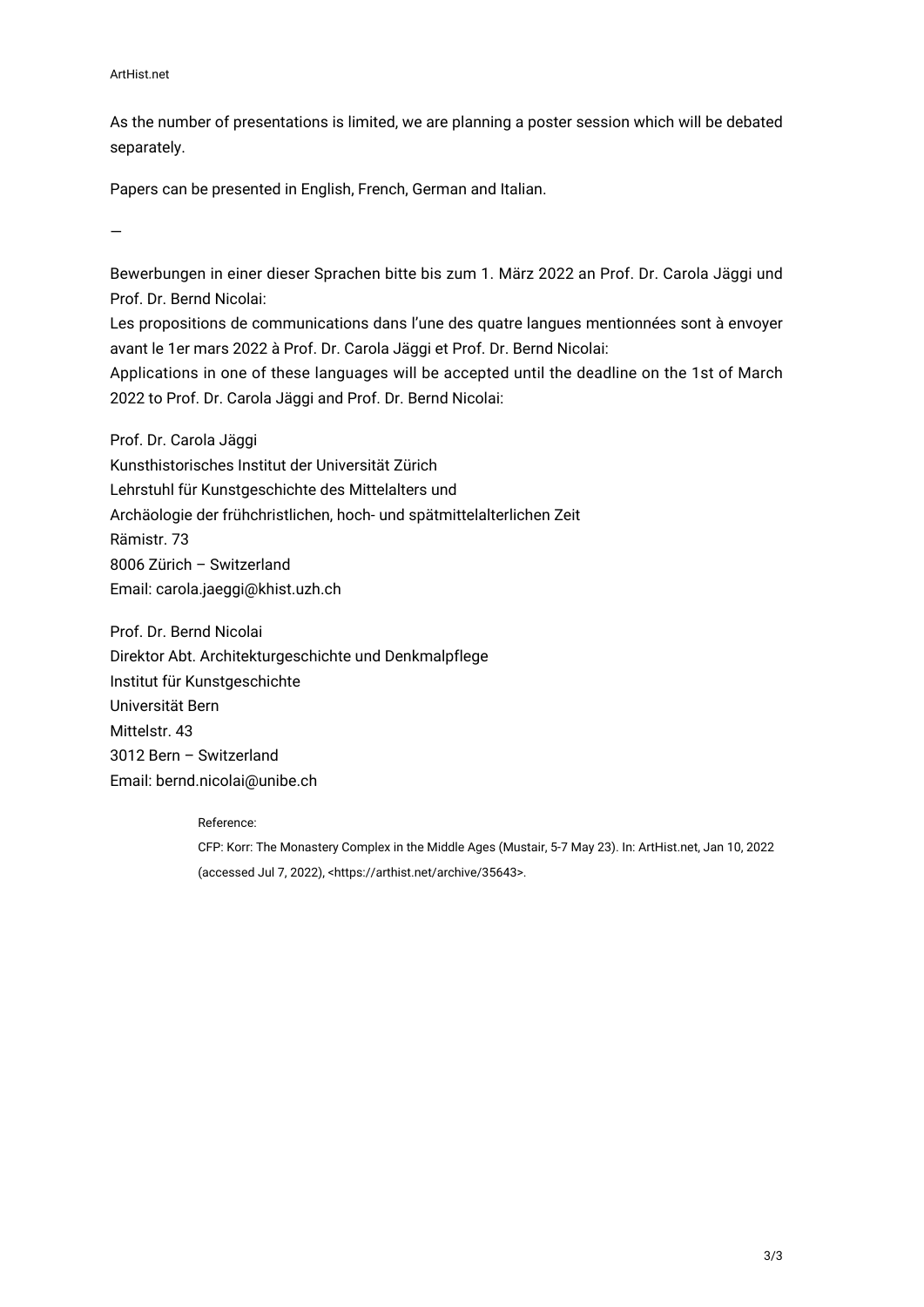As the number of presentations is limited, we are planning a poster session which will be debated separately.

Papers can be presented in English, French, German and Italian.

—

Bewerbungen in einer dieser Sprachen bitte bis zum 1. März 2022 an Prof. Dr. Carola Jäggi und Prof. Dr. Bernd Nicolai:
Les propositions de communications dans l'une des quatre langues mentionnées sont à envoyer avant le 1er mars 2022 à Prof. Dr. Carola Jäggi et Prof. Dr. Bernd Nicolai:
Applications in one of these languages will be accepted until the deadline on the 1st of March 2022 to Prof. Dr. Carola Jäggi and Prof. Dr. Bernd Nicolai:

Prof. Dr. Carola Jäggi
Kunsthistorisches Institut der Universität Zürich
Lehrstuhl für Kunstgeschichte des Mittelalters und
Archäologie der frühchristlichen, hoch- und spätmittelalterlichen Zeit
Rämistr. 73
8006 Zürich – Switzerland
Email: carola.jaeggi@khist.uzh.ch

Prof. Dr. Bernd Nicolai
Direktor Abt. Architekturgeschichte und Denkmalpflege
Institut für Kunstgeschichte
Universität Bern
Mittelstr. 43
3012 Bern – Switzerland
Email: bernd.nicolai@unibe.ch

Reference:
CFP: Korr: The Monastery Complex in the Middle Ages (Mustair, 5-7 May 23). In: ArtHist.net, Jan 10, 2022 (accessed Jul 7, 2022), <https://arthist.net/archive/35643>.